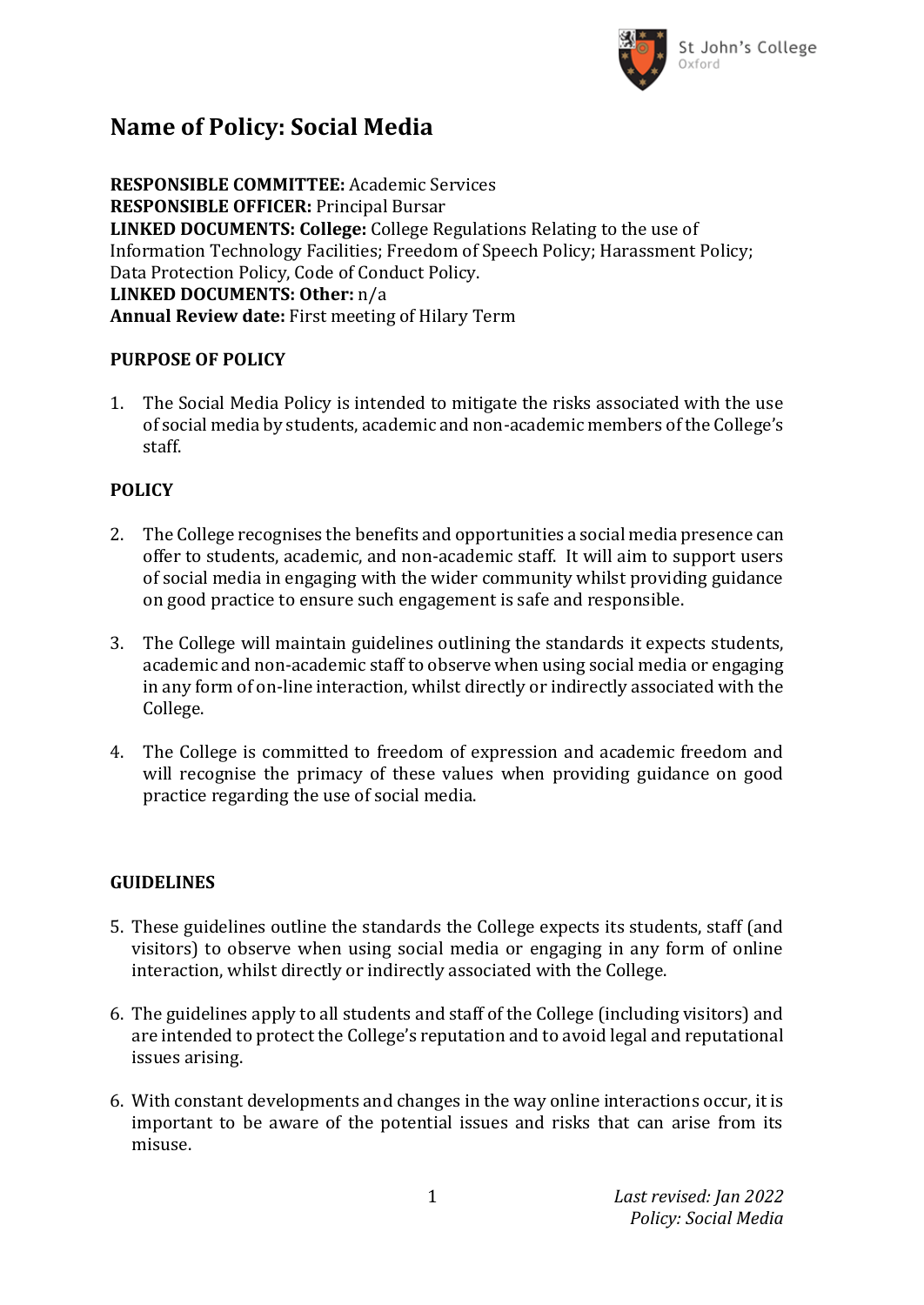# Name of Policy: Social Media

**RESPONSIBLE COMMITTEE:** Academic Services
**RESPONSIBLE OFFICER:** Principal Bursar
**LINKED DOCUMENTS: College:** College Regulations Relating to the use of Information Technology Facilities; Freedom of Speech Policy; Harassment Policy; Data Protection Policy, Code of Conduct Policy.
**LINKED DOCUMENTS: Other:** n/a
**Annual Review date:** First meeting of Hilary Term

**PURPOSE OF POLICY**

1. The Social Media Policy is intended to mitigate the risks associated with the use of social media by students, academic and non-academic members of the College's staff.

**POLICY**

2. The College recognises the benefits and opportunities a social media presence can offer to students, academic, and non-academic staff. It will aim to support users of social media in engaging with the wider community whilst providing guidance on good practice to ensure such engagement is safe and responsible.

3. The College will maintain guidelines outlining the standards it expects students, academic and non-academic staff to observe when using social media or engaging in any form of on-line interaction, whilst directly or indirectly associated with the College.

4. The College is committed to freedom of expression and academic freedom and will recognise the primacy of these values when providing guidance on good practice regarding the use of social media.

**GUIDELINES**

5. These guidelines outline the standards the College expects its students, staff (and visitors) to observe when using social media or engaging in any form of online interaction, whilst directly or indirectly associated with the College.

6. The guidelines apply to all students and staff of the College (including visitors) and are intended to protect the College's reputation and to avoid legal and reputational issues arising.

6. With constant developments and changes in the way online interactions occur, it is important to be aware of the potential issues and risks that can arise from its misuse.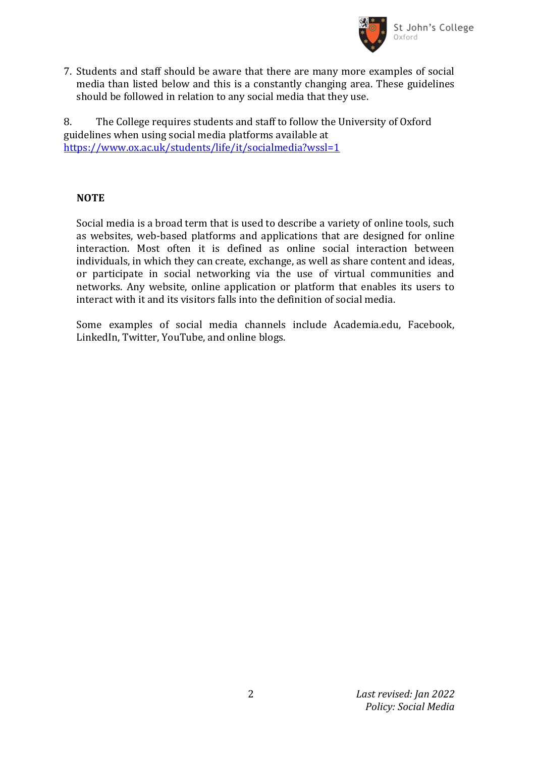7. Students and staff should be aware that there are many more examples of social media than listed below and this is a constantly changing area. These guidelines should be followed in relation to any social media that they use.

8. The College requires students and staff to follow the University of Oxford guidelines when using social media platforms available at [https://www.ox.ac.uk/students/life/it/socialmedia?wssl=1](https://www.ox.ac.uk/students/life/it/socialmedia?wssl=1)

**NOTE**

Social media is a broad term that is used to describe a variety of online tools, such as websites, web-based platforms and applications that are designed for online interaction. Most often it is defined as online social interaction between individuals, in which they can create, exchange, as well as share content and ideas, or participate in social networking via the use of virtual communities and networks. Any website, online application or platform that enables its users to interact with it and its visitors falls into the definition of social media.

Some examples of social media channels include Academia.edu, Facebook, LinkedIn, Twitter, YouTube, and online blogs.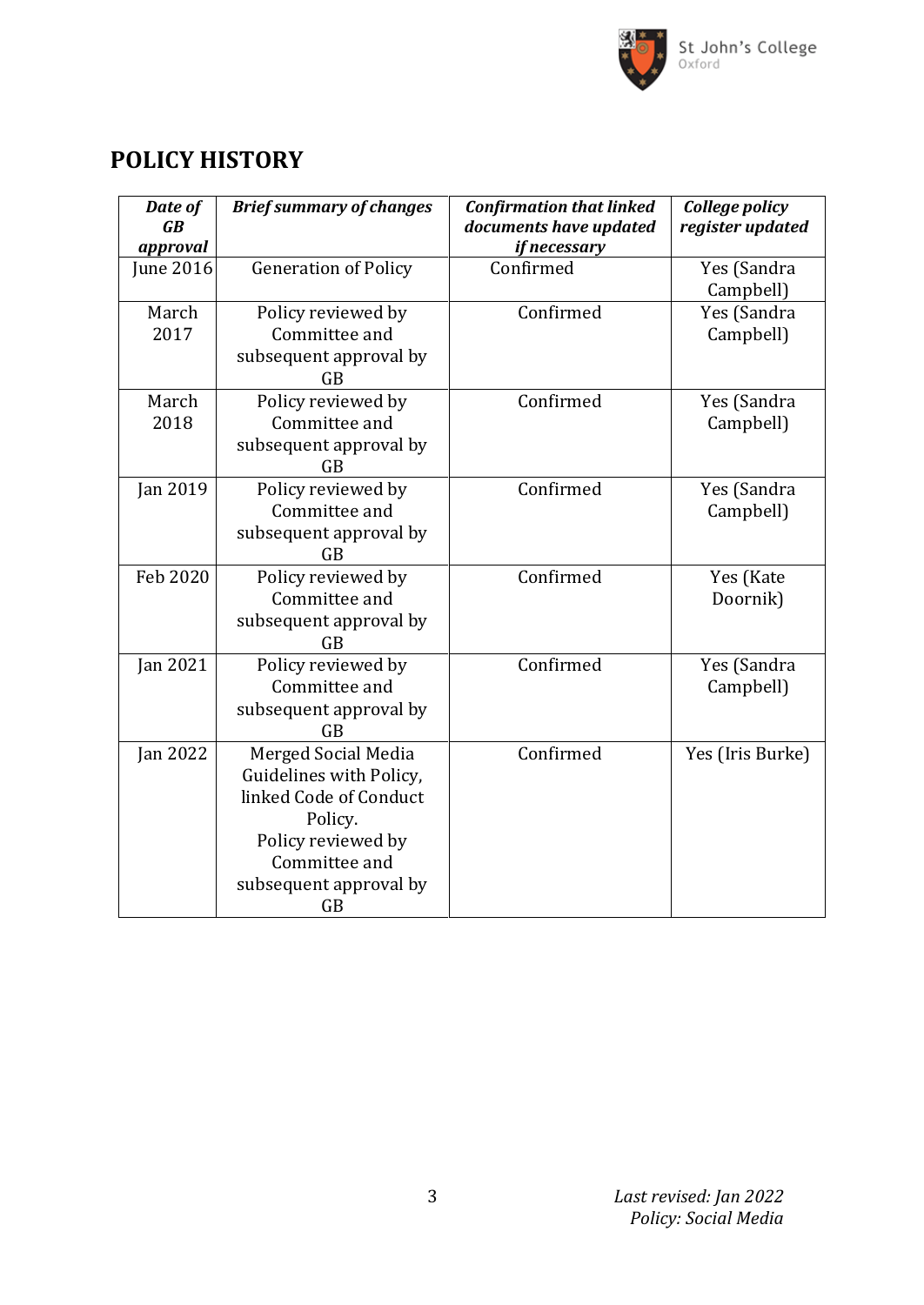# POLICY HISTORY

| *Date of GB approval* | *Brief summary of changes* | *Confirmation that linked documents have updated if necessary* | *College policy register updated* |
|---|---|---|---|
| June 2016 | Generation of Policy | Confirmed | Yes (Sandra Campbell) |
| March 2017 | Policy reviewed by Committee and subsequent approval by GB | Confirmed | Yes (Sandra Campbell) |
| March 2018 | Policy reviewed by Committee and subsequent approval by GB | Confirmed | Yes (Sandra Campbell) |
| Jan 2019 | Policy reviewed by Committee and subsequent approval by GB | Confirmed | Yes (Sandra Campbell) |
| Feb 2020 | Policy reviewed by Committee and subsequent approval by GB | Confirmed | Yes (Kate Doornik) |
| Jan 2021 | Policy reviewed by Committee and subsequent approval by GB | Confirmed | Yes (Sandra Campbell) |
| Jan 2022 | Merged Social Media Guidelines with Policy, linked Code of Conduct Policy. Policy reviewed by Committee and subsequent approval by GB | Confirmed | Yes (Iris Burke) |